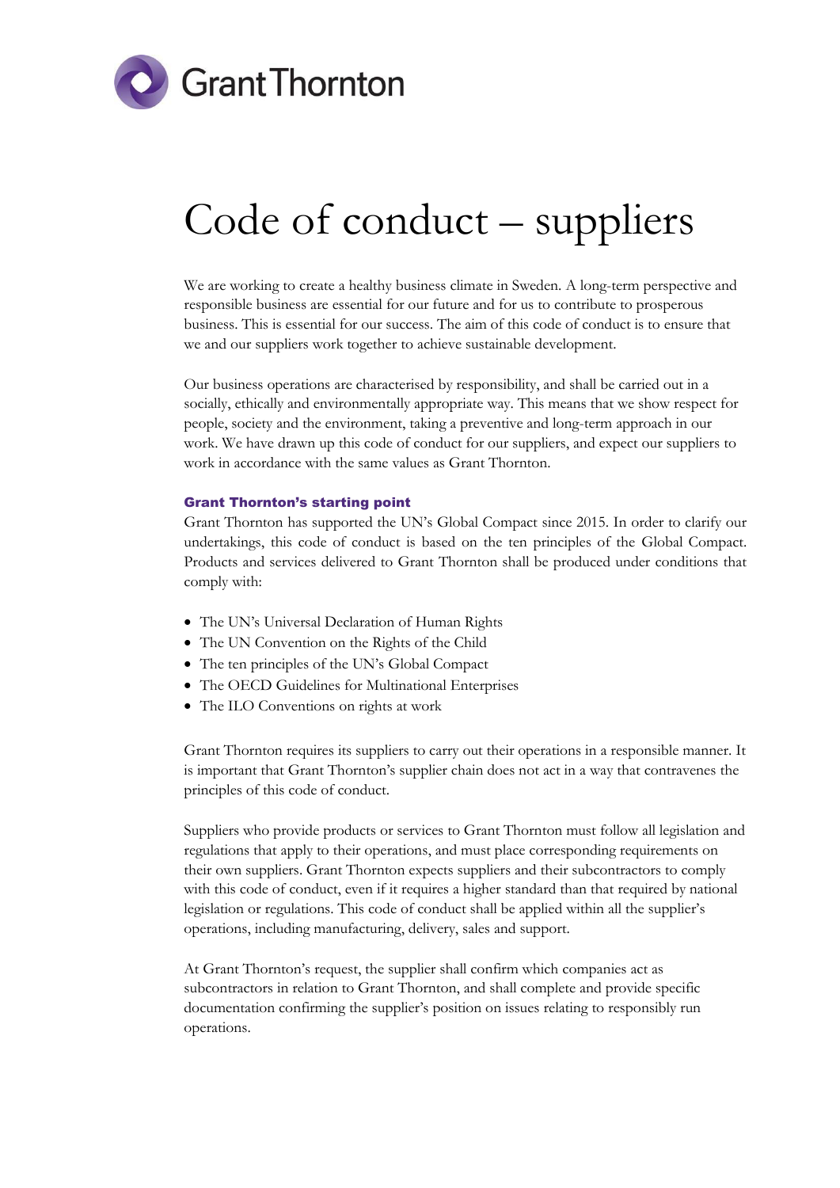# Code of conduct – suppliers

We are working to create a healthy business climate in Sweden. A long-term perspective and responsible business are essential for our future and for us to contribute to prosperous business. This is essential for our success. The aim of this code of conduct is to ensure that we and our suppliers work together to achieve sustainable development.

Our business operations are characterised by responsibility, and shall be carried out in a socially, ethically and environmentally appropriate way. This means that we show respect for people, society and the environment, taking a preventive and long-term approach in our work. We have drawn up this code of conduct for our suppliers, and expect our suppliers to work in accordance with the same values as Grant Thornton.

### Grant Thornton's starting point

Grant Thornton has supported the UN's Global Compact since 2015. In order to clarify our undertakings, this code of conduct is based on the ten principles of the Global Compact. Products and services delivered to Grant Thornton shall be produced under conditions that comply with:

- The UN's Universal Declaration of Human Rights
- The UN Convention on the Rights of the Child
- The ten principles of the UN's Global Compact
- The OECD Guidelines for Multinational Enterprises
- The ILO Conventions on rights at work

Grant Thornton requires its suppliers to carry out their operations in a responsible manner. It is important that Grant Thornton's supplier chain does not act in a way that contravenes the principles of this code of conduct.

Suppliers who provide products or services to Grant Thornton must follow all legislation and regulations that apply to their operations, and must place corresponding requirements on their own suppliers. Grant Thornton expects suppliers and their subcontractors to comply with this code of conduct, even if it requires a higher standard than that required by national legislation or regulations. This code of conduct shall be applied within all the supplier's operations, including manufacturing, delivery, sales and support.

At Grant Thornton's request, the supplier shall confirm which companies act as subcontractors in relation to Grant Thornton, and shall complete and provide specific documentation confirming the supplier's position on issues relating to responsibly run operations.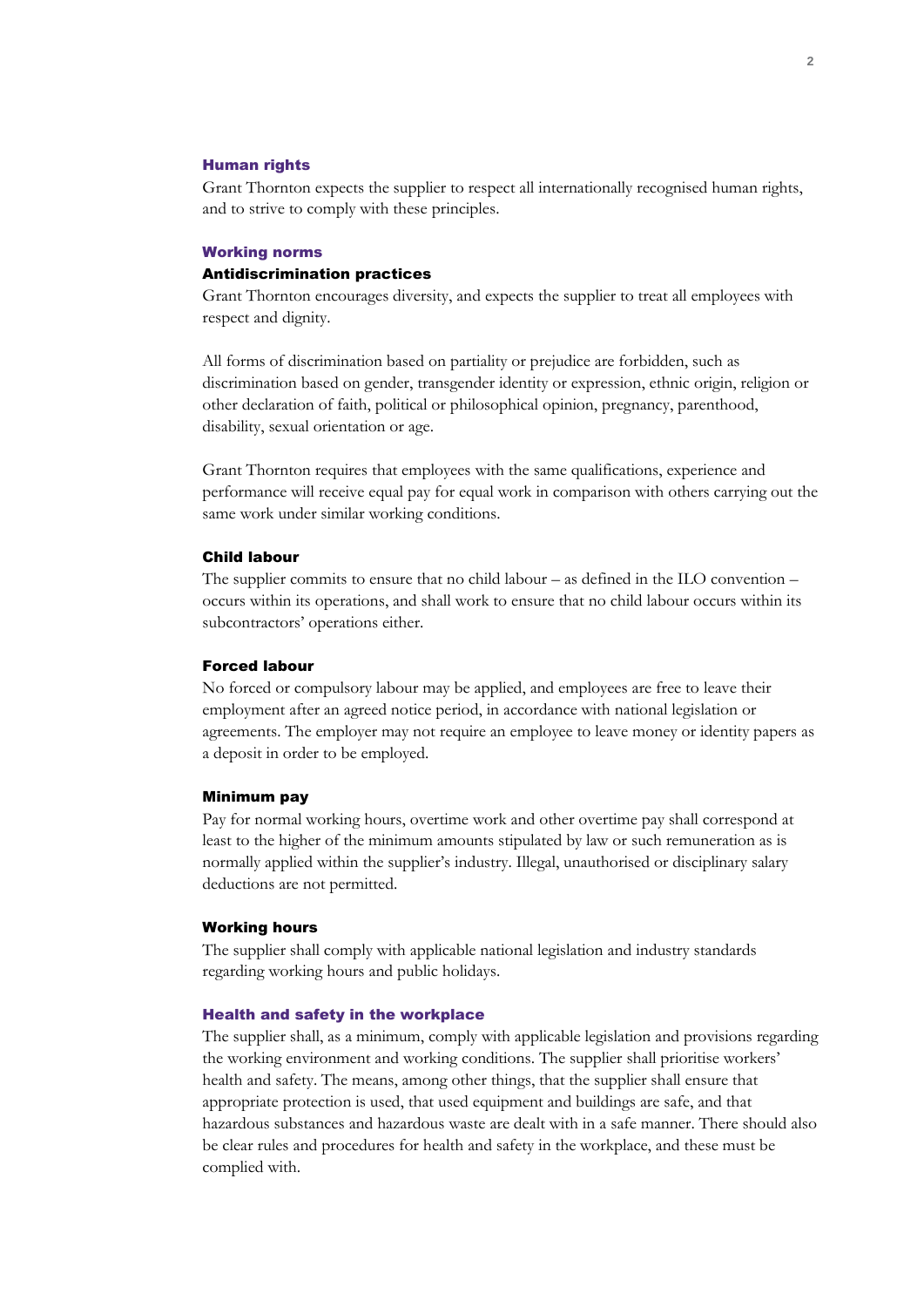## Human rights

Grant Thornton expects the supplier to respect all internationally recognised human rights, and to strive to comply with these principles.

## Working norms

### Antidiscrimination practices

Grant Thornton encourages diversity, and expects the supplier to treat all employees with respect and dignity.

All forms of discrimination based on partiality or prejudice are forbidden, such as discrimination based on gender, transgender identity or expression, ethnic origin, religion or other declaration of faith, political or philosophical opinion, pregnancy, parenthood, disability, sexual orientation or age.

Grant Thornton requires that employees with the same qualifications, experience and performance will receive equal pay for equal work in comparison with others carrying out the same work under similar working conditions.

### Child labour

The supplier commits to ensure that no child labour – as defined in the ILO convention – occurs within its operations, and shall work to ensure that no child labour occurs within its subcontractors' operations either.

### Forced labour

No forced or compulsory labour may be applied, and employees are free to leave their employment after an agreed notice period, in accordance with national legislation or agreements. The employer may not require an employee to leave money or identity papers as a deposit in order to be employed.

### Minimum pay

Pay for normal working hours, overtime work and other overtime pay shall correspond at least to the higher of the minimum amounts stipulated by law or such remuneration as is normally applied within the supplier's industry. Illegal, unauthorised or disciplinary salary deductions are not permitted.

### Working hours

The supplier shall comply with applicable national legislation and industry standards regarding working hours and public holidays.

## Health and safety in the workplace

The supplier shall, as a minimum, comply with applicable legislation and provisions regarding the working environment and working conditions. The supplier shall prioritise workers' health and safety. The means, among other things, that the supplier shall ensure that appropriate protection is used, that used equipment and buildings are safe, and that hazardous substances and hazardous waste are dealt with in a safe manner. There should also be clear rules and procedures for health and safety in the workplace, and these must be complied with.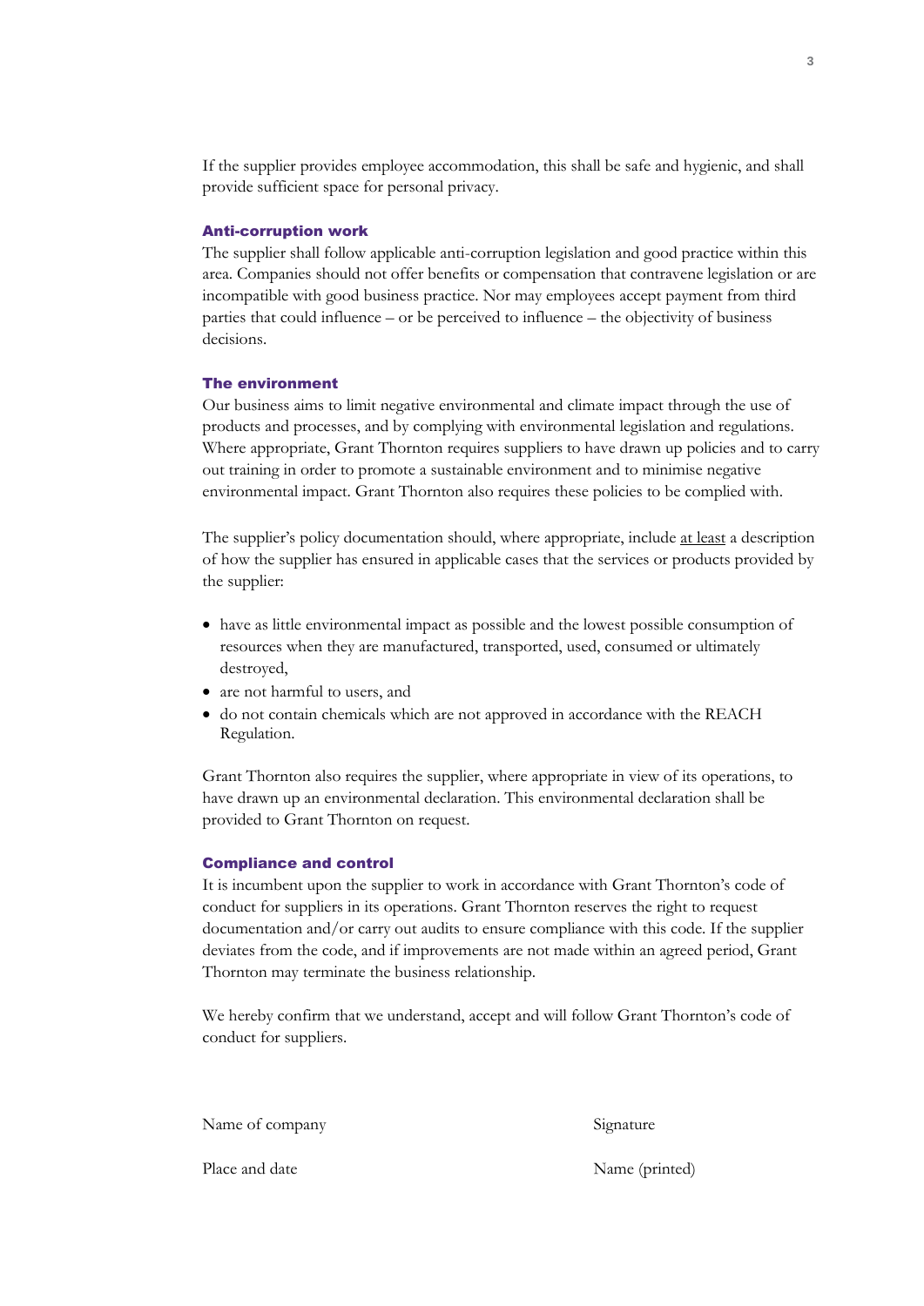If the supplier provides employee accommodation, this shall be safe and hygienic, and shall provide sufficient space for personal privacy.

### Anti-corruption work

The supplier shall follow applicable anti-corruption legislation and good practice within this area. Companies should not offer benefits or compensation that contravene legislation or are incompatible with good business practice. Nor may employees accept payment from third parties that could influence – or be perceived to influence – the objectivity of business decisions.

### The environment

Our business aims to limit negative environmental and climate impact through the use of products and processes, and by complying with environmental legislation and regulations. Where appropriate, Grant Thornton requires suppliers to have drawn up policies and to carry out training in order to promote a sustainable environment and to minimise negative environmental impact. Grant Thornton also requires these policies to be complied with.

The supplier's policy documentation should, where appropriate, include at least a description of how the supplier has ensured in applicable cases that the services or products provided by the supplier:

- have as little environmental impact as possible and the lowest possible consumption of resources when they are manufactured, transported, used, consumed or ultimately destroyed,
- are not harmful to users, and
- do not contain chemicals which are not approved in accordance with the REACH Regulation.

Grant Thornton also requires the supplier, where appropriate in view of its operations, to have drawn up an environmental declaration. This environmental declaration shall be provided to Grant Thornton on request.

### Compliance and control

It is incumbent upon the supplier to work in accordance with Grant Thornton's code of conduct for suppliers in its operations. Grant Thornton reserves the right to request documentation and/or carry out audits to ensure compliance with this code. If the supplier deviates from the code, and if improvements are not made within an agreed period, Grant Thornton may terminate the business relationship.

We hereby confirm that we understand, accept and will follow Grant Thornton's code of conduct for suppliers.

Name of company

Signature

Place and date

Name (printed)